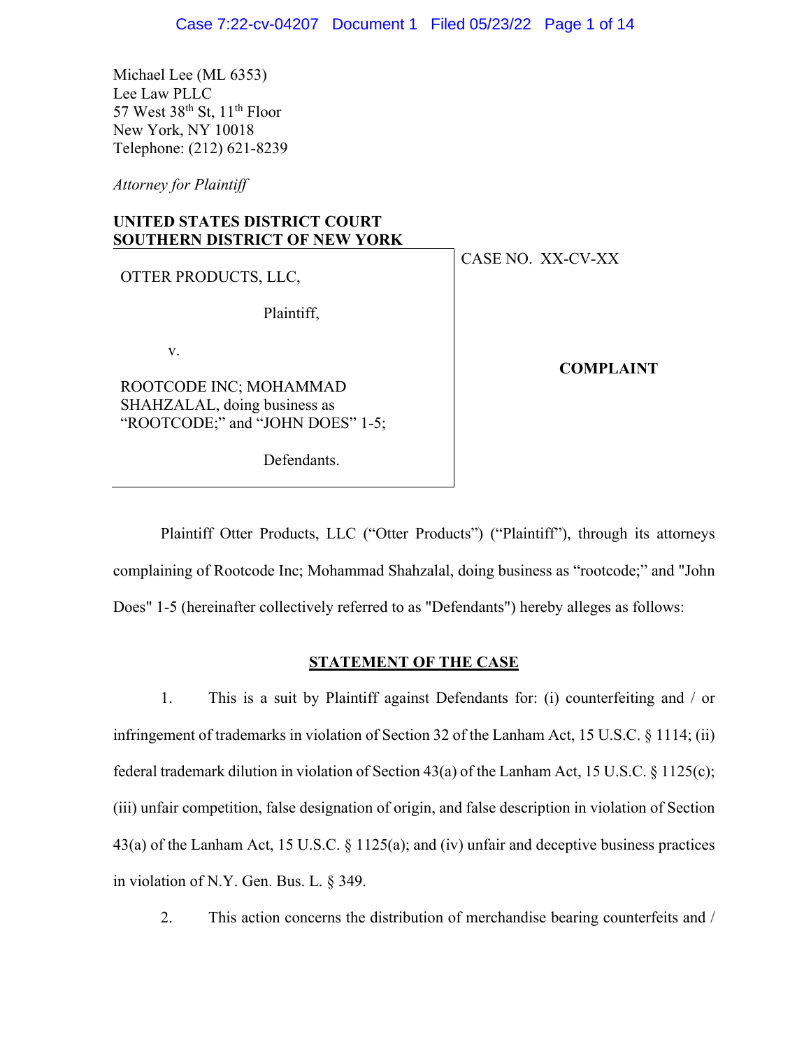Michael Lee (ML 6353)
Lee Law PLLC
57 West 38th St, 11th Floor
New York, NY 10018
Telephone: (212) 621-8239

*Attorney for Plaintiff*

**UNITED STATES DISTRICT COURT**
**SOUTHERN DISTRICT OF NEW YORK**

| | |
|---|---|
| OTTER PRODUCTS, LLC,<br><br>Plaintiff,<br><br>v.<br><br>ROOTCODE INC; MOHAMMAD SHAHZALAL, doing business as "ROOTCODE;" and "JOHN DOES" 1-5;<br><br>Defendants. | CASE NO. XX-CV-XX<br><br>**COMPLAINT** |

Plaintiff Otter Products, LLC ("Otter Products") ("Plaintiff"), through its attorneys complaining of Rootcode Inc; Mohammad Shahzalal, doing business as "rootcode;" and "John Does" 1-5 (hereinafter collectively referred to as "Defendants") hereby alleges as follows:

## STATEMENT OF THE CASE

1. This is a suit by Plaintiff against Defendants for: (i) counterfeiting and / or infringement of trademarks in violation of Section 32 of the Lanham Act, 15 U.S.C. § 1114; (ii) federal trademark dilution in violation of Section 43(a) of the Lanham Act, 15 U.S.C. § 1125(c); (iii) unfair competition, false designation of origin, and false description in violation of Section 43(a) of the Lanham Act, 15 U.S.C. § 1125(a); and (iv) unfair and deceptive business practices in violation of N.Y. Gen. Bus. L. § 349.

2. This action concerns the distribution of merchandise bearing counterfeits and /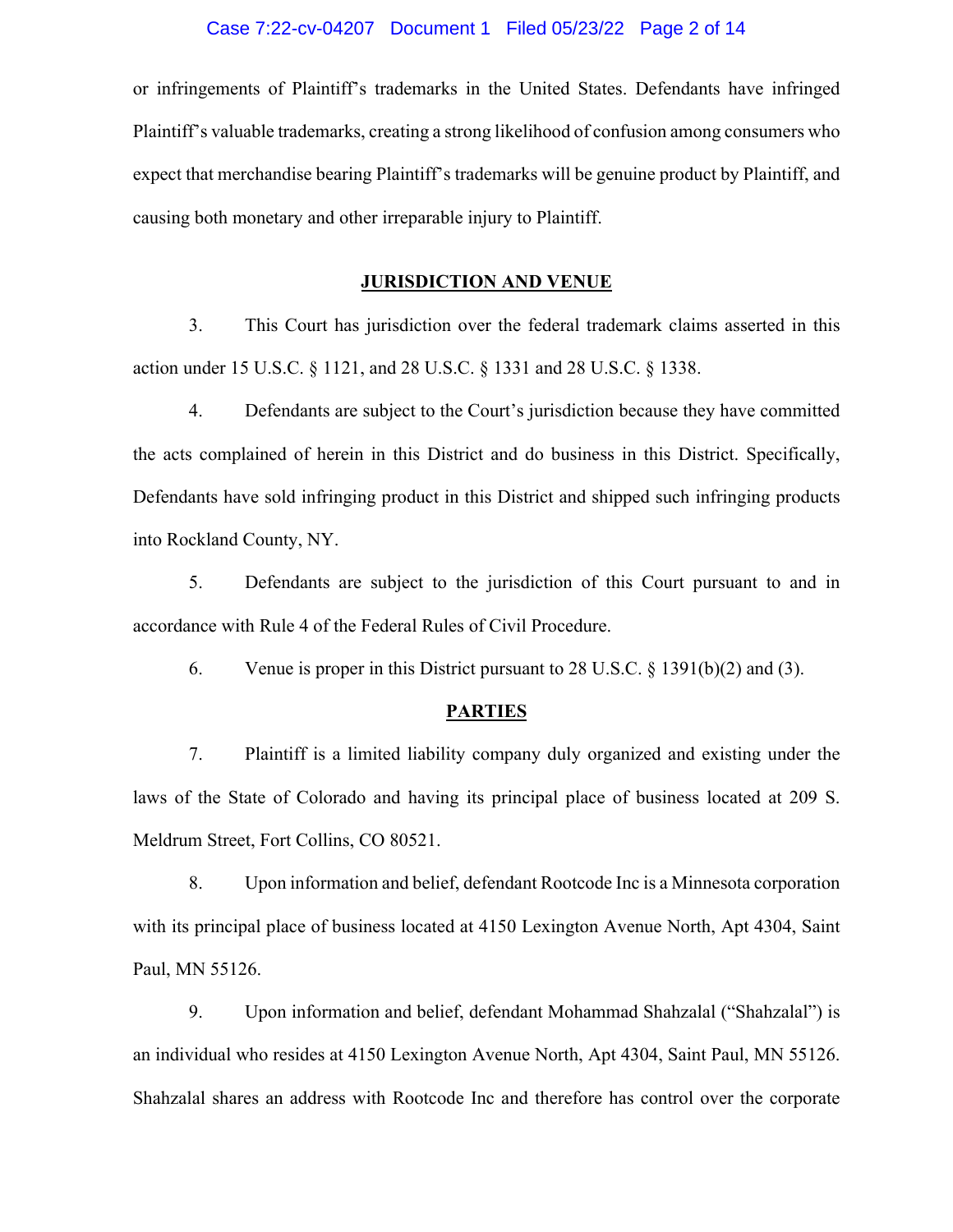or infringements of Plaintiff's trademarks in the United States. Defendants have infringed Plaintiff's valuable trademarks, creating a strong likelihood of confusion among consumers who expect that merchandise bearing Plaintiff's trademarks will be genuine product by Plaintiff, and causing both monetary and other irreparable injury to Plaintiff.

## JURISDICTION AND VENUE

3. This Court has jurisdiction over the federal trademark claims asserted in this action under 15 U.S.C. § 1121, and 28 U.S.C. § 1331 and 28 U.S.C. § 1338.

4. Defendants are subject to the Court's jurisdiction because they have committed the acts complained of herein in this District and do business in this District. Specifically, Defendants have sold infringing product in this District and shipped such infringing products into Rockland County, NY.

5. Defendants are subject to the jurisdiction of this Court pursuant to and in accordance with Rule 4 of the Federal Rules of Civil Procedure.

6. Venue is proper in this District pursuant to 28 U.S.C. § 1391(b)(2) and (3).

## PARTIES

7. Plaintiff is a limited liability company duly organized and existing under the laws of the State of Colorado and having its principal place of business located at 209 S. Meldrum Street, Fort Collins, CO 80521.

8. Upon information and belief, defendant Rootcode Inc is a Minnesota corporation with its principal place of business located at 4150 Lexington Avenue North, Apt 4304, Saint Paul, MN 55126.

9. Upon information and belief, defendant Mohammad Shahzalal ("Shahzalal") is an individual who resides at 4150 Lexington Avenue North, Apt 4304, Saint Paul, MN 55126. Shahzalal shares an address with Rootcode Inc and therefore has control over the corporate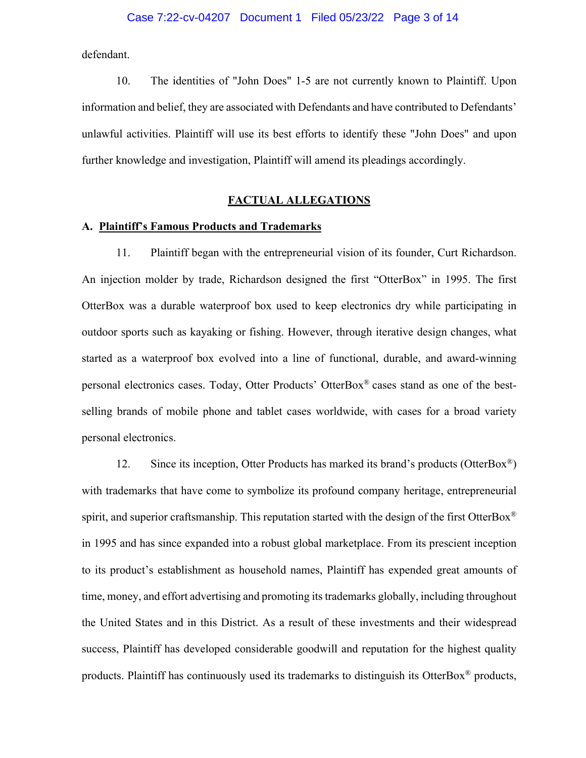defendant.

10. The identities of "John Does" 1-5 are not currently known to Plaintiff. Upon information and belief, they are associated with Defendants and have contributed to Defendants' unlawful activities. Plaintiff will use its best efforts to identify these "John Does" and upon further knowledge and investigation, Plaintiff will amend its pleadings accordingly.

## FACTUAL ALLEGATIONS

### A. Plaintiff's Famous Products and Trademarks

11. Plaintiff began with the entrepreneurial vision of its founder, Curt Richardson. An injection molder by trade, Richardson designed the first "OtterBox" in 1995. The first OtterBox was a durable waterproof box used to keep electronics dry while participating in outdoor sports such as kayaking or fishing. However, through iterative design changes, what started as a waterproof box evolved into a line of functional, durable, and award-winning personal electronics cases. Today, Otter Products' OtterBox® cases stand as one of the best-selling brands of mobile phone and tablet cases worldwide, with cases for a broad variety personal electronics.

12. Since its inception, Otter Products has marked its brand's products (OtterBox®) with trademarks that have come to symbolize its profound company heritage, entrepreneurial spirit, and superior craftsmanship. This reputation started with the design of the first OtterBox® in 1995 and has since expanded into a robust global marketplace. From its prescient inception to its product's establishment as household names, Plaintiff has expended great amounts of time, money, and effort advertising and promoting its trademarks globally, including throughout the United States and in this District. As a result of these investments and their widespread success, Plaintiff has developed considerable goodwill and reputation for the highest quality products. Plaintiff has continuously used its trademarks to distinguish its OtterBox® products,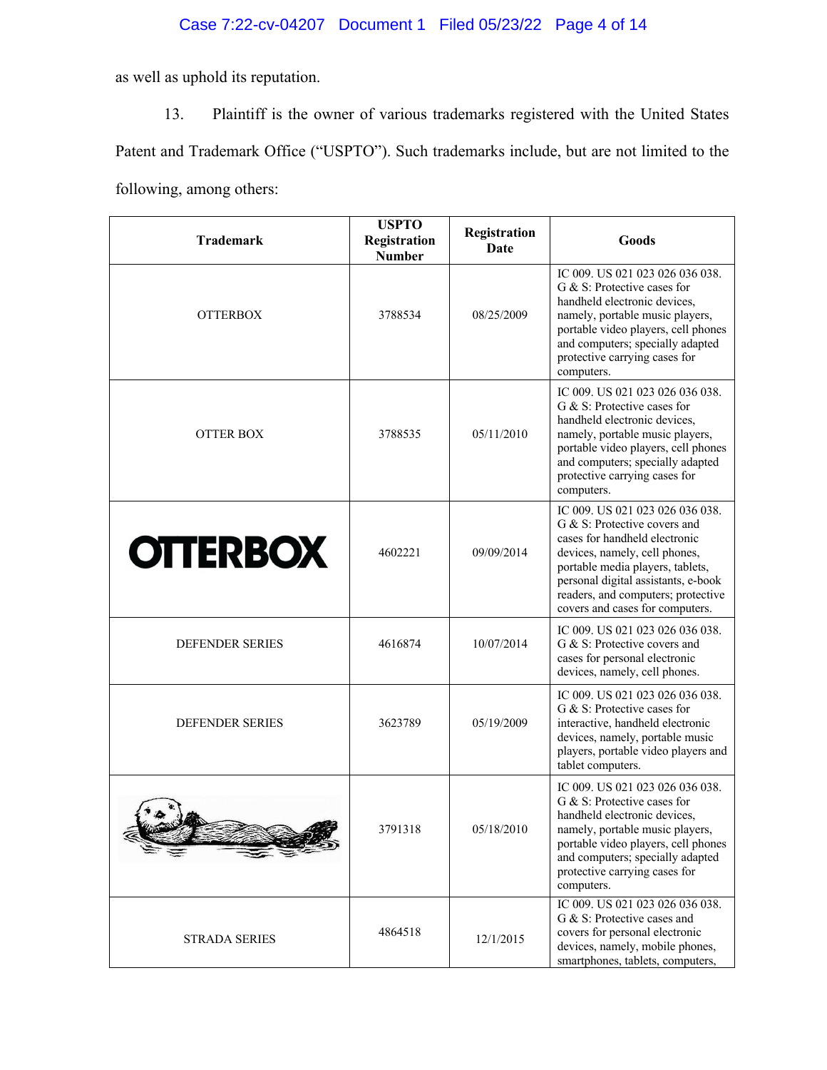as well as uphold its reputation.

13. Plaintiff is the owner of various trademarks registered with the United States Patent and Trademark Office ("USPTO"). Such trademarks include, but are not limited to the following, among others:

| Trademark | USPTO Registration Number | Registration Date | Goods |
|---|---|---|---|
| OTTERBOX | 3788534 | 08/25/2009 | IC 009. US 021 023 026 036 038. G & S: Protective cases for handheld electronic devices, namely, portable music players, portable video players, cell phones and computers; specially adapted protective carrying cases for computers. |
| OTTER BOX | 3788535 | 05/11/2010 | IC 009. US 021 023 026 036 038. G & S: Protective cases for handheld electronic devices, namely, portable music players, portable video players, cell phones and computers; specially adapted protective carrying cases for computers. |
| OTTERBOX | 4602221 | 09/09/2014 | IC 009. US 021 023 026 036 038. G & S: Protective covers and cases for handheld electronic devices, namely, cell phones, portable media players, tablets, personal digital assistants, e-book readers, and computers; protective covers and cases for computers. |
| DEFENDER SERIES | 4616874 | 10/07/2014 | IC 009. US 021 023 026 036 038. G & S: Protective covers and cases for personal electronic devices, namely, cell phones. |
| DEFENDER SERIES | 3623789 | 05/19/2009 | IC 009. US 021 023 026 036 038. G & S: Protective cases for interactive, handheld electronic devices, namely, portable music players, portable video players and tablet computers. |
| | 3791318 | 05/18/2010 | IC 009. US 021 023 026 036 038. G & S: Protective cases for handheld electronic devices, namely, portable music players, portable video players, cell phones and computers; specially adapted protective carrying cases for computers. |
| STRADA SERIES | 4864518 | 12/1/2015 | IC 009. US 021 023 026 036 038. G & S: Protective cases and covers for personal electronic devices, namely, mobile phones, smartphones, tablets, computers, |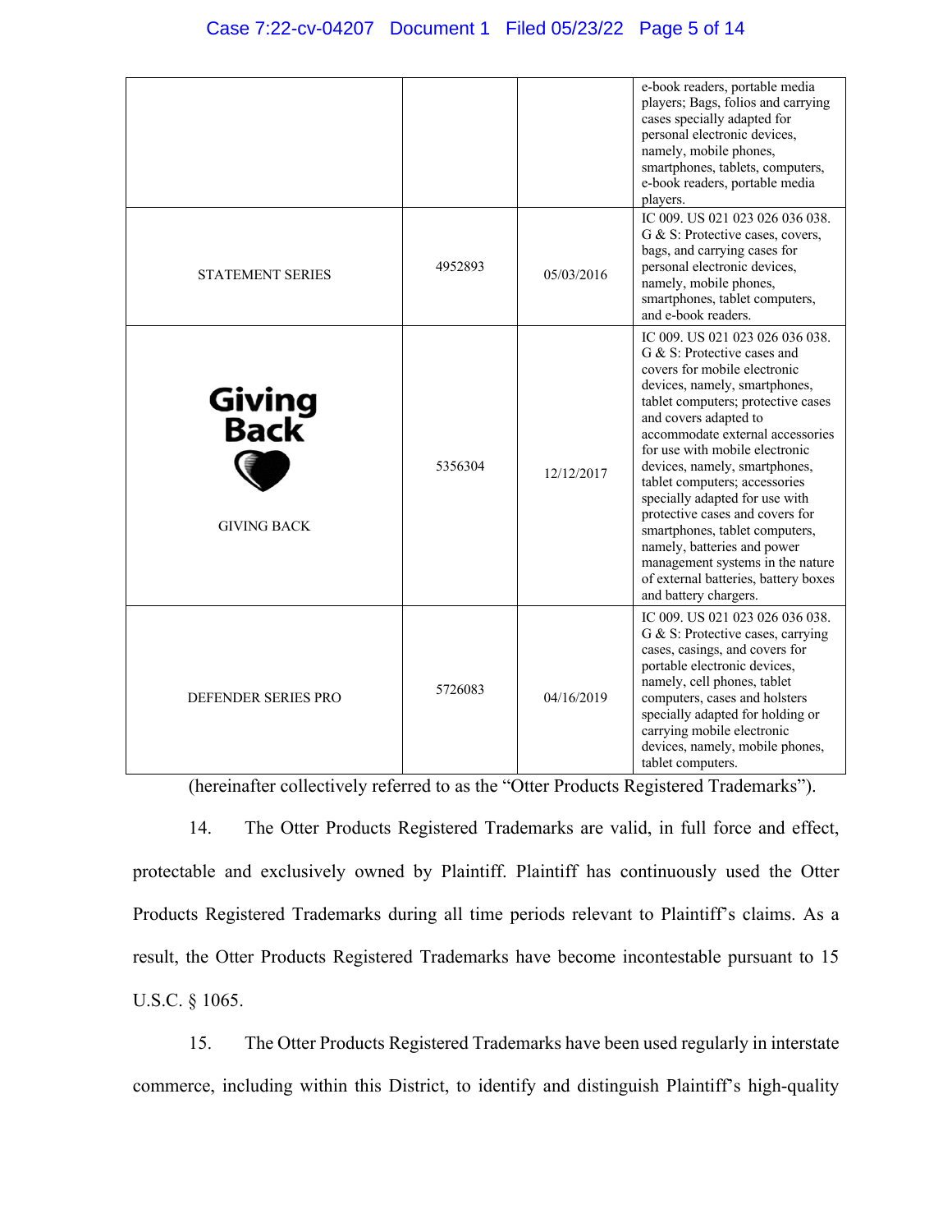| | | | |
|---|---|---|---|
| | | | e-book readers, portable media players; Bags, folios and carrying cases specially adapted for personal electronic devices, namely, mobile phones, smartphones, tablets, computers, e-book readers, portable media players. |
| STATEMENT SERIES | 4952893 | 05/03/2016 | IC 009. US 021 023 026 036 038. G & S: Protective cases, covers, bags, and carrying cases for personal electronic devices, namely, mobile phones, smartphones, tablet computers, and e-book readers. |
| Giving Back GIVING BACK | 5356304 | 12/12/2017 | IC 009. US 021 023 026 036 038. G & S: Protective cases and covers for mobile electronic devices, namely, smartphones, tablet computers; protective cases and covers adapted to accommodate external accessories for use with mobile electronic devices, namely, smartphones, tablet computers; accessories specially adapted for use with protective cases and covers for smartphones, tablet computers, namely, batteries and power management systems in the nature of external batteries, battery boxes and battery chargers. |
| DEFENDER SERIES PRO | 5726083 | 04/16/2019 | IC 009. US 021 023 026 036 038. G & S: Protective cases, carrying cases, casings, and covers for portable electronic devices, namely, cell phones, tablet computers, cases and holsters specially adapted for holding or carrying mobile electronic devices, namely, mobile phones, tablet computers. |

(hereinafter collectively referred to as the "Otter Products Registered Trademarks").

14. The Otter Products Registered Trademarks are valid, in full force and effect, protectable and exclusively owned by Plaintiff. Plaintiff has continuously used the Otter Products Registered Trademarks during all time periods relevant to Plaintiff's claims. As a result, the Otter Products Registered Trademarks have become incontestable pursuant to 15 U.S.C. § 1065.

15. The Otter Products Registered Trademarks have been used regularly in interstate commerce, including within this District, to identify and distinguish Plaintiff's high-quality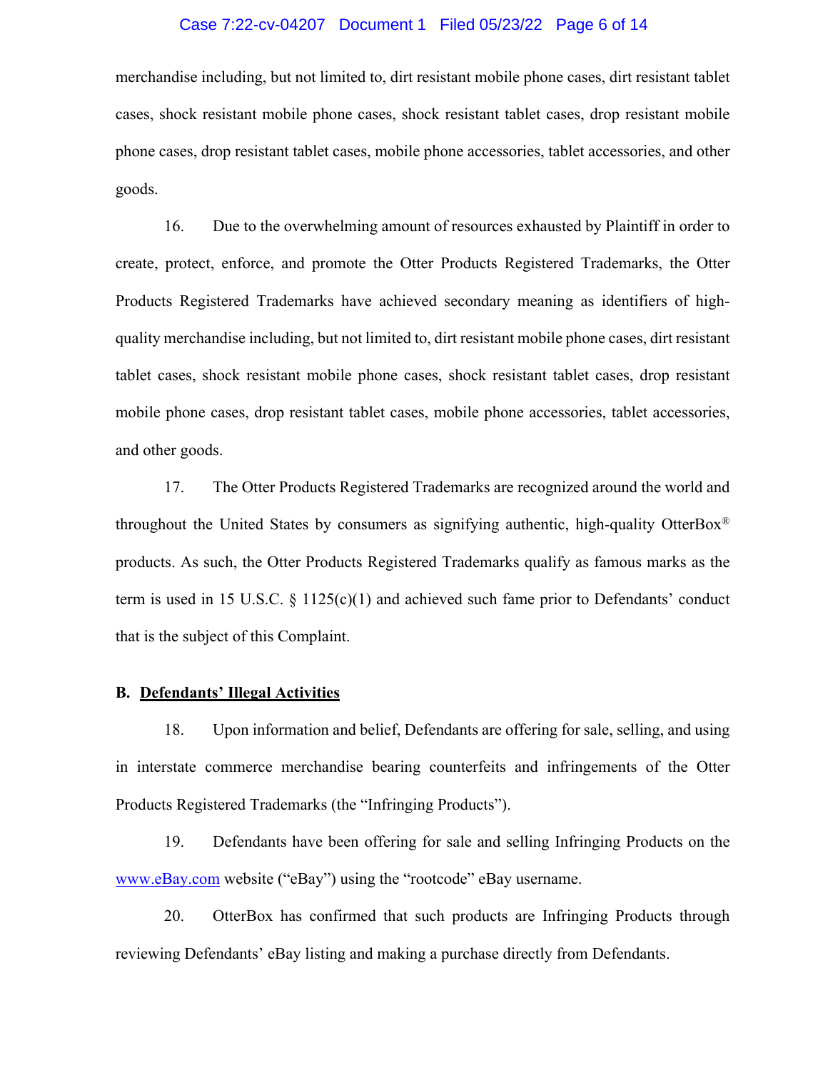merchandise including, but not limited to, dirt resistant mobile phone cases, dirt resistant tablet cases, shock resistant mobile phone cases, shock resistant tablet cases, drop resistant mobile phone cases, drop resistant tablet cases, mobile phone accessories, tablet accessories, and other goods.

16. Due to the overwhelming amount of resources exhausted by Plaintiff in order to create, protect, enforce, and promote the Otter Products Registered Trademarks, the Otter Products Registered Trademarks have achieved secondary meaning as identifiers of high-quality merchandise including, but not limited to, dirt resistant mobile phone cases, dirt resistant tablet cases, shock resistant mobile phone cases, shock resistant tablet cases, drop resistant mobile phone cases, drop resistant tablet cases, mobile phone accessories, tablet accessories, and other goods.

17. The Otter Products Registered Trademarks are recognized around the world and throughout the United States by consumers as signifying authentic, high-quality OtterBox® products. As such, the Otter Products Registered Trademarks qualify as famous marks as the term is used in 15 U.S.C. § 1125(c)(1) and achieved such fame prior to Defendants' conduct that is the subject of this Complaint.

**B. <u>Defendants' Illegal Activities</u>**

18. Upon information and belief, Defendants are offering for sale, selling, and using in interstate commerce merchandise bearing counterfeits and infringements of the Otter Products Registered Trademarks (the "Infringing Products").

19. Defendants have been offering for sale and selling Infringing Products on the www.eBay.com website ("eBay") using the "rootcode" eBay username.

20. OtterBox has confirmed that such products are Infringing Products through reviewing Defendants' eBay listing and making a purchase directly from Defendants.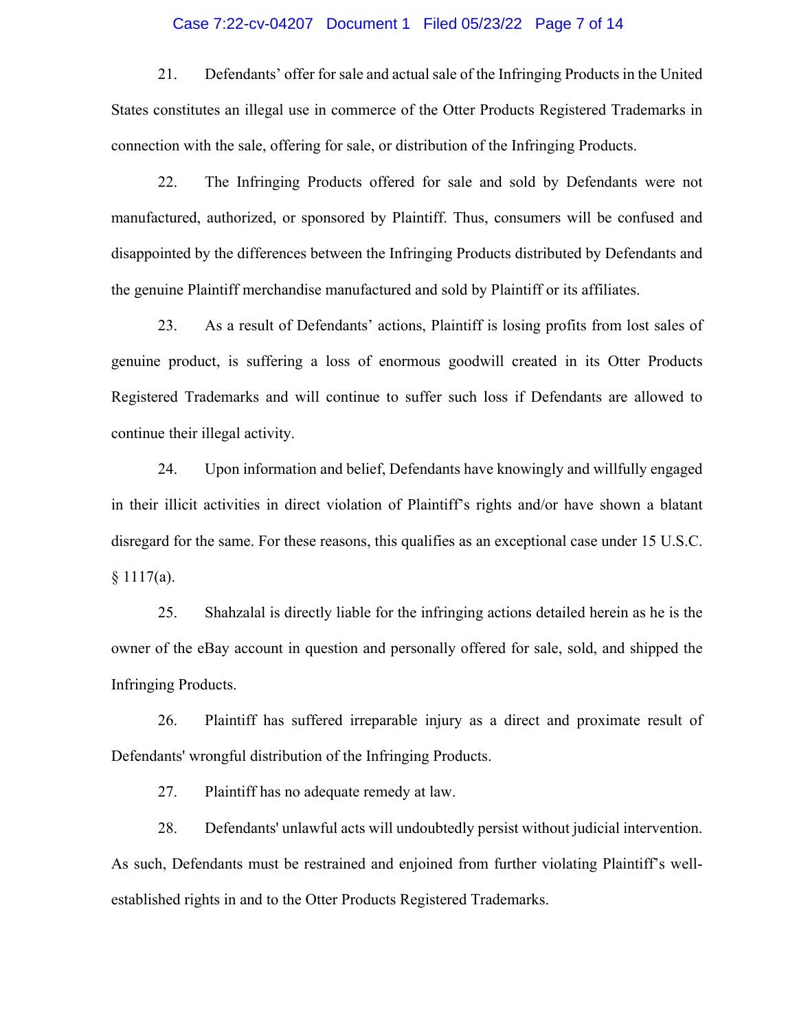21. Defendants' offer for sale and actual sale of the Infringing Products in the United States constitutes an illegal use in commerce of the Otter Products Registered Trademarks in connection with the sale, offering for sale, or distribution of the Infringing Products.

22. The Infringing Products offered for sale and sold by Defendants were not manufactured, authorized, or sponsored by Plaintiff. Thus, consumers will be confused and disappointed by the differences between the Infringing Products distributed by Defendants and the genuine Plaintiff merchandise manufactured and sold by Plaintiff or its affiliates.

23. As a result of Defendants' actions, Plaintiff is losing profits from lost sales of genuine product, is suffering a loss of enormous goodwill created in its Otter Products Registered Trademarks and will continue to suffer such loss if Defendants are allowed to continue their illegal activity.

24. Upon information and belief, Defendants have knowingly and willfully engaged in their illicit activities in direct violation of Plaintiff's rights and/or have shown a blatant disregard for the same. For these reasons, this qualifies as an exceptional case under 15 U.S.C. § 1117(a).

25. Shahzalal is directly liable for the infringing actions detailed herein as he is the owner of the eBay account in question and personally offered for sale, sold, and shipped the Infringing Products.

26. Plaintiff has suffered irreparable injury as a direct and proximate result of Defendants' wrongful distribution of the Infringing Products.

27. Plaintiff has no adequate remedy at law.

28. Defendants' unlawful acts will undoubtedly persist without judicial intervention. As such, Defendants must be restrained and enjoined from further violating Plaintiff's well-established rights in and to the Otter Products Registered Trademarks.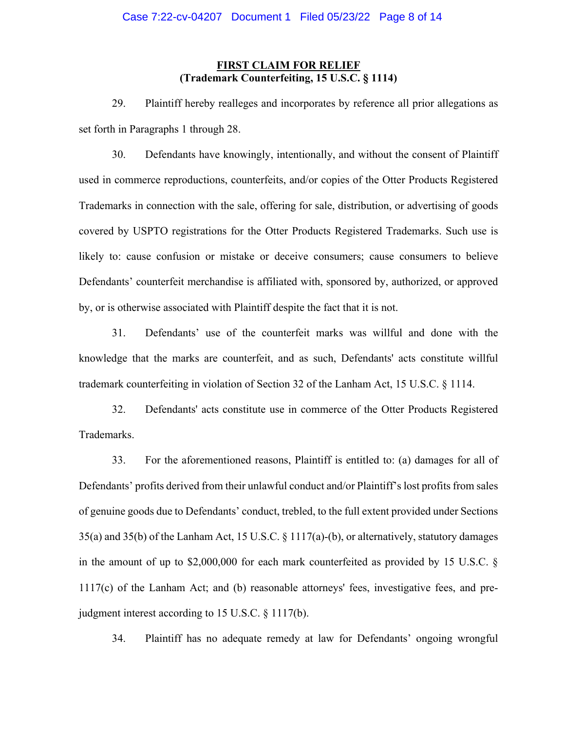**FIRST CLAIM FOR RELIEF**
**(Trademark Counterfeiting, 15 U.S.C. § 1114)**

29. Plaintiff hereby realleges and incorporates by reference all prior allegations as set forth in Paragraphs 1 through 28.

30. Defendants have knowingly, intentionally, and without the consent of Plaintiff used in commerce reproductions, counterfeits, and/or copies of the Otter Products Registered Trademarks in connection with the sale, offering for sale, distribution, or advertising of goods covered by USPTO registrations for the Otter Products Registered Trademarks. Such use is likely to: cause confusion or mistake or deceive consumers; cause consumers to believe Defendants' counterfeit merchandise is affiliated with, sponsored by, authorized, or approved by, or is otherwise associated with Plaintiff despite the fact that it is not.

31. Defendants' use of the counterfeit marks was willful and done with the knowledge that the marks are counterfeit, and as such, Defendants' acts constitute willful trademark counterfeiting in violation of Section 32 of the Lanham Act, 15 U.S.C. § 1114.

32. Defendants' acts constitute use in commerce of the Otter Products Registered Trademarks.

33. For the aforementioned reasons, Plaintiff is entitled to: (a) damages for all of Defendants' profits derived from their unlawful conduct and/or Plaintiff's lost profits from sales of genuine goods due to Defendants' conduct, trebled, to the full extent provided under Sections 35(a) and 35(b) of the Lanham Act, 15 U.S.C. § 1117(a)-(b), or alternatively, statutory damages in the amount of up to $2,000,000 for each mark counterfeited as provided by 15 U.S.C. § 1117(c) of the Lanham Act; and (b) reasonable attorneys' fees, investigative fees, and pre-judgment interest according to 15 U.S.C. § 1117(b).

34. Plaintiff has no adequate remedy at law for Defendants' ongoing wrongful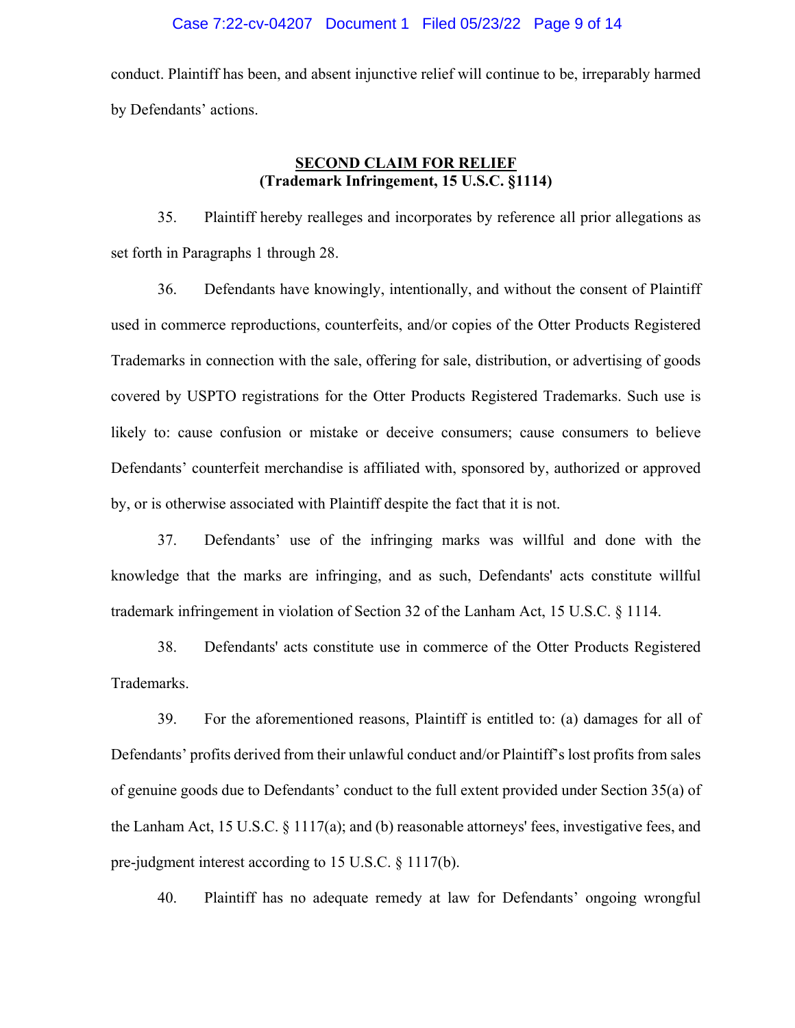conduct. Plaintiff has been, and absent injunctive relief will continue to be, irreparably harmed by Defendants' actions.

**SECOND CLAIM FOR RELIEF**
**(Trademark Infringement, 15 U.S.C. §1114)**

35. Plaintiff hereby realleges and incorporates by reference all prior allegations as set forth in Paragraphs 1 through 28.

36. Defendants have knowingly, intentionally, and without the consent of Plaintiff used in commerce reproductions, counterfeits, and/or copies of the Otter Products Registered Trademarks in connection with the sale, offering for sale, distribution, or advertising of goods covered by USPTO registrations for the Otter Products Registered Trademarks. Such use is likely to: cause confusion or mistake or deceive consumers; cause consumers to believe Defendants' counterfeit merchandise is affiliated with, sponsored by, authorized or approved by, or is otherwise associated with Plaintiff despite the fact that it is not.

37. Defendants' use of the infringing marks was willful and done with the knowledge that the marks are infringing, and as such, Defendants' acts constitute willful trademark infringement in violation of Section 32 of the Lanham Act, 15 U.S.C. § 1114.

38. Defendants' acts constitute use in commerce of the Otter Products Registered Trademarks.

39. For the aforementioned reasons, Plaintiff is entitled to: (a) damages for all of Defendants' profits derived from their unlawful conduct and/or Plaintiff's lost profits from sales of genuine goods due to Defendants' conduct to the full extent provided under Section 35(a) of the Lanham Act, 15 U.S.C. § 1117(a); and (b) reasonable attorneys' fees, investigative fees, and pre-judgment interest according to 15 U.S.C. § 1117(b).

40. Plaintiff has no adequate remedy at law for Defendants' ongoing wrongful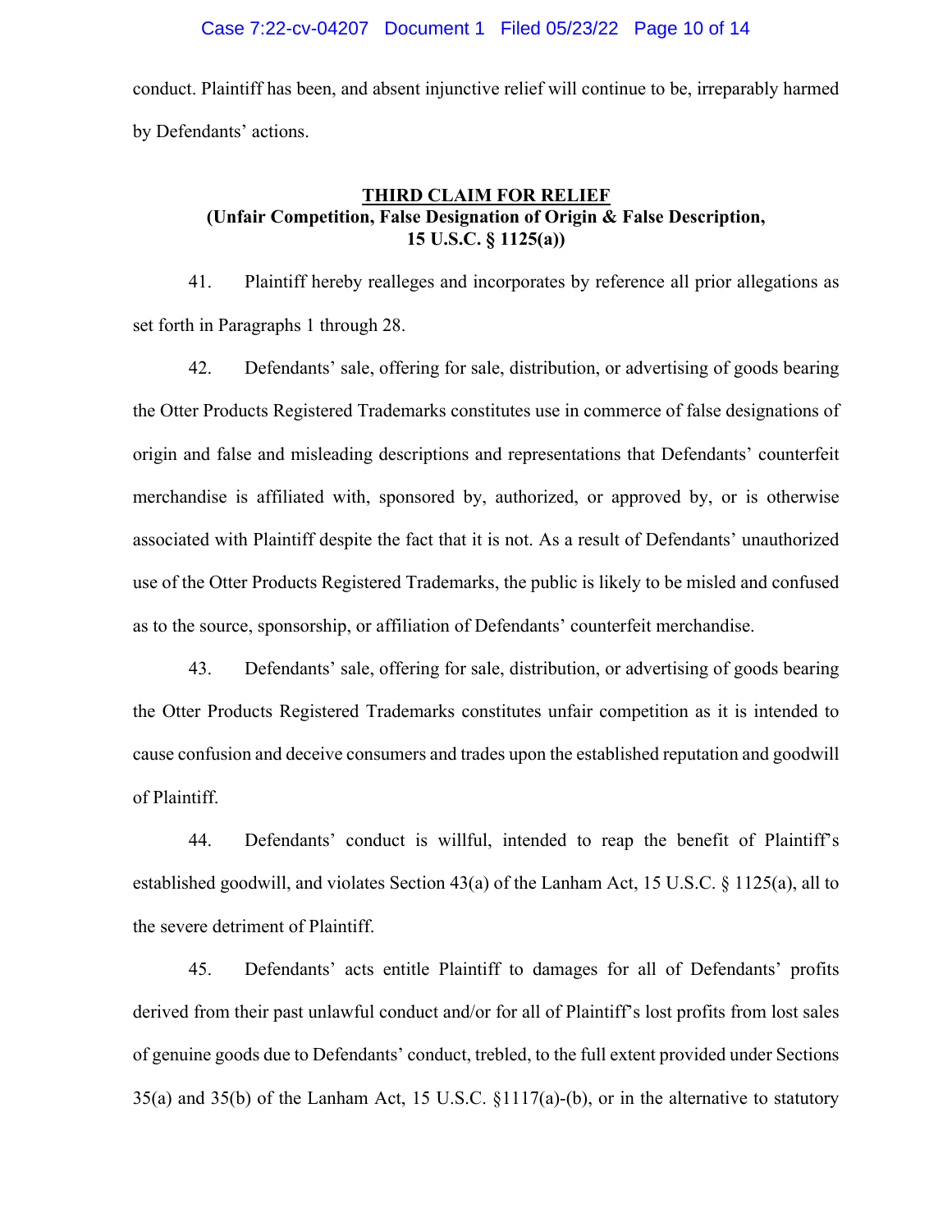conduct. Plaintiff has been, and absent injunctive relief will continue to be, irreparably harmed by Defendants' actions.

**THIRD CLAIM FOR RELIEF**
**(Unfair Competition, False Designation of Origin & False Description, 15 U.S.C. § 1125(a))**

41. Plaintiff hereby realleges and incorporates by reference all prior allegations as set forth in Paragraphs 1 through 28.

42. Defendants' sale, offering for sale, distribution, or advertising of goods bearing the Otter Products Registered Trademarks constitutes use in commerce of false designations of origin and false and misleading descriptions and representations that Defendants' counterfeit merchandise is affiliated with, sponsored by, authorized, or approved by, or is otherwise associated with Plaintiff despite the fact that it is not. As a result of Defendants' unauthorized use of the Otter Products Registered Trademarks, the public is likely to be misled and confused as to the source, sponsorship, or affiliation of Defendants' counterfeit merchandise.

43. Defendants' sale, offering for sale, distribution, or advertising of goods bearing the Otter Products Registered Trademarks constitutes unfair competition as it is intended to cause confusion and deceive consumers and trades upon the established reputation and goodwill of Plaintiff.

44. Defendants' conduct is willful, intended to reap the benefit of Plaintiff's established goodwill, and violates Section 43(a) of the Lanham Act, 15 U.S.C. § 1125(a), all to the severe detriment of Plaintiff.

45. Defendants' acts entitle Plaintiff to damages for all of Defendants' profits derived from their past unlawful conduct and/or for all of Plaintiff's lost profits from lost sales of genuine goods due to Defendants' conduct, trebled, to the full extent provided under Sections 35(a) and 35(b) of the Lanham Act, 15 U.S.C. §1117(a)-(b), or in the alternative to statutory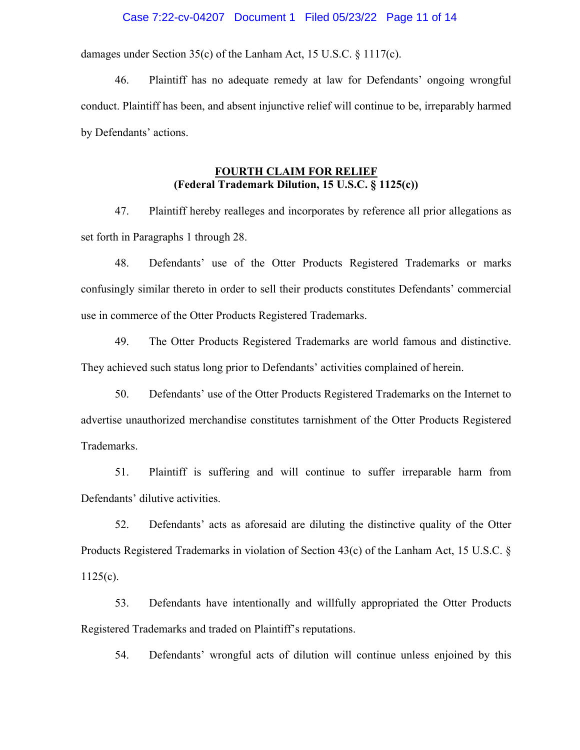damages under Section 35(c) of the Lanham Act, 15 U.S.C. § 1117(c).

46. Plaintiff has no adequate remedy at law for Defendants' ongoing wrongful conduct. Plaintiff has been, and absent injunctive relief will continue to be, irreparably harmed by Defendants' actions.

**FOURTH CLAIM FOR RELIEF**
**(Federal Trademark Dilution, 15 U.S.C. § 1125(c))**

47. Plaintiff hereby realleges and incorporates by reference all prior allegations as set forth in Paragraphs 1 through 28.

48. Defendants' use of the Otter Products Registered Trademarks or marks confusingly similar thereto in order to sell their products constitutes Defendants' commercial use in commerce of the Otter Products Registered Trademarks.

49. The Otter Products Registered Trademarks are world famous and distinctive. They achieved such status long prior to Defendants' activities complained of herein.

50. Defendants' use of the Otter Products Registered Trademarks on the Internet to advertise unauthorized merchandise constitutes tarnishment of the Otter Products Registered Trademarks.

51. Plaintiff is suffering and will continue to suffer irreparable harm from Defendants' dilutive activities.

52. Defendants' acts as aforesaid are diluting the distinctive quality of the Otter Products Registered Trademarks in violation of Section 43(c) of the Lanham Act, 15 U.S.C. § 1125(c).

53. Defendants have intentionally and willfully appropriated the Otter Products Registered Trademarks and traded on Plaintiff's reputations.

54. Defendants' wrongful acts of dilution will continue unless enjoined by this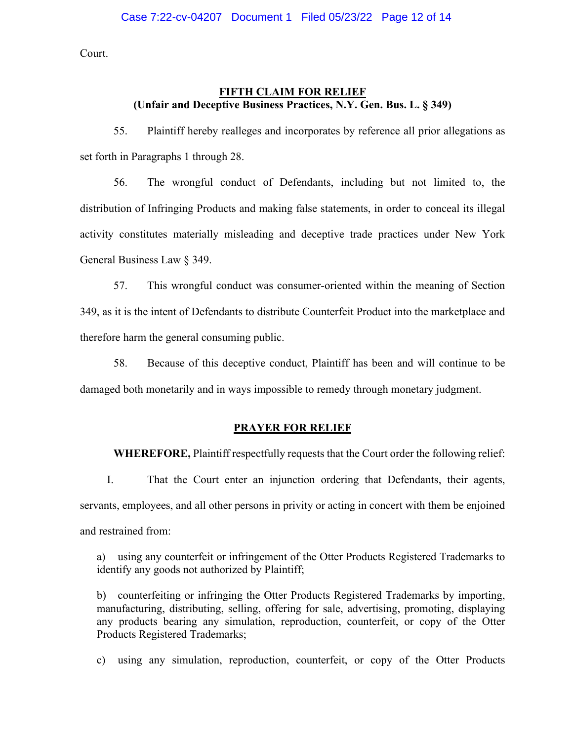Court.

**FIFTH CLAIM FOR RELIEF**
**(Unfair and Deceptive Business Practices, N.Y. Gen. Bus. L. § 349)**

55. Plaintiff hereby realleges and incorporates by reference all prior allegations as set forth in Paragraphs 1 through 28.

56. The wrongful conduct of Defendants, including but not limited to, the distribution of Infringing Products and making false statements, in order to conceal its illegal activity constitutes materially misleading and deceptive trade practices under New York General Business Law § 349.

57. This wrongful conduct was consumer-oriented within the meaning of Section 349, as it is the intent of Defendants to distribute Counterfeit Product into the marketplace and therefore harm the general consuming public.

58. Because of this deceptive conduct, Plaintiff has been and will continue to be damaged both monetarily and in ways impossible to remedy through monetary judgment.

**PRAYER FOR RELIEF**

**WHEREFORE,** Plaintiff respectfully requests that the Court order the following relief:

I. That the Court enter an injunction ordering that Defendants, their agents, servants, employees, and all other persons in privity or acting in concert with them be enjoined and restrained from:

a) using any counterfeit or infringement of the Otter Products Registered Trademarks to identify any goods not authorized by Plaintiff;

b) counterfeiting or infringing the Otter Products Registered Trademarks by importing, manufacturing, distributing, selling, offering for sale, advertising, promoting, displaying any products bearing any simulation, reproduction, counterfeit, or copy of the Otter Products Registered Trademarks;

c) using any simulation, reproduction, counterfeit, or copy of the Otter Products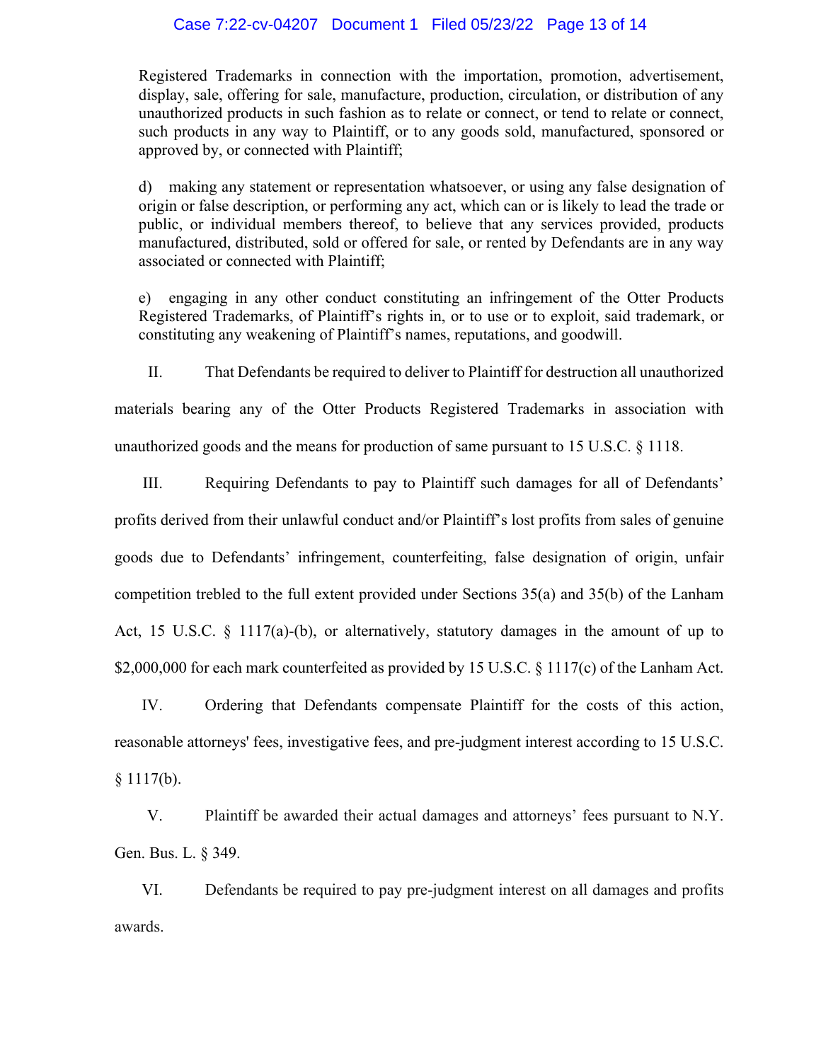Registered Trademarks in connection with the importation, promotion, advertisement, display, sale, offering for sale, manufacture, production, circulation, or distribution of any unauthorized products in such fashion as to relate or connect, or tend to relate or connect, such products in any way to Plaintiff, or to any goods sold, manufactured, sponsored or approved by, or connected with Plaintiff;

d) making any statement or representation whatsoever, or using any false designation of origin or false description, or performing any act, which can or is likely to lead the trade or public, or individual members thereof, to believe that any services provided, products manufactured, distributed, sold or offered for sale, or rented by Defendants are in any way associated or connected with Plaintiff;

e) engaging in any other conduct constituting an infringement of the Otter Products Registered Trademarks, of Plaintiff's rights in, or to use or to exploit, said trademark, or constituting any weakening of Plaintiff's names, reputations, and goodwill.

II. That Defendants be required to deliver to Plaintiff for destruction all unauthorized materials bearing any of the Otter Products Registered Trademarks in association with unauthorized goods and the means for production of same pursuant to 15 U.S.C. § 1118.

III. Requiring Defendants to pay to Plaintiff such damages for all of Defendants' profits derived from their unlawful conduct and/or Plaintiff's lost profits from sales of genuine goods due to Defendants' infringement, counterfeiting, false designation of origin, unfair competition trebled to the full extent provided under Sections 35(a) and 35(b) of the Lanham Act, 15 U.S.C. § 1117(a)-(b), or alternatively, statutory damages in the amount of up to $2,000,000 for each mark counterfeited as provided by 15 U.S.C. § 1117(c) of the Lanham Act.

IV. Ordering that Defendants compensate Plaintiff for the costs of this action, reasonable attorneys' fees, investigative fees, and pre-judgment interest according to 15 U.S.C. § 1117(b).

V. Plaintiff be awarded their actual damages and attorneys' fees pursuant to N.Y. Gen. Bus. L. § 349.

VI. Defendants be required to pay pre-judgment interest on all damages and profits awards.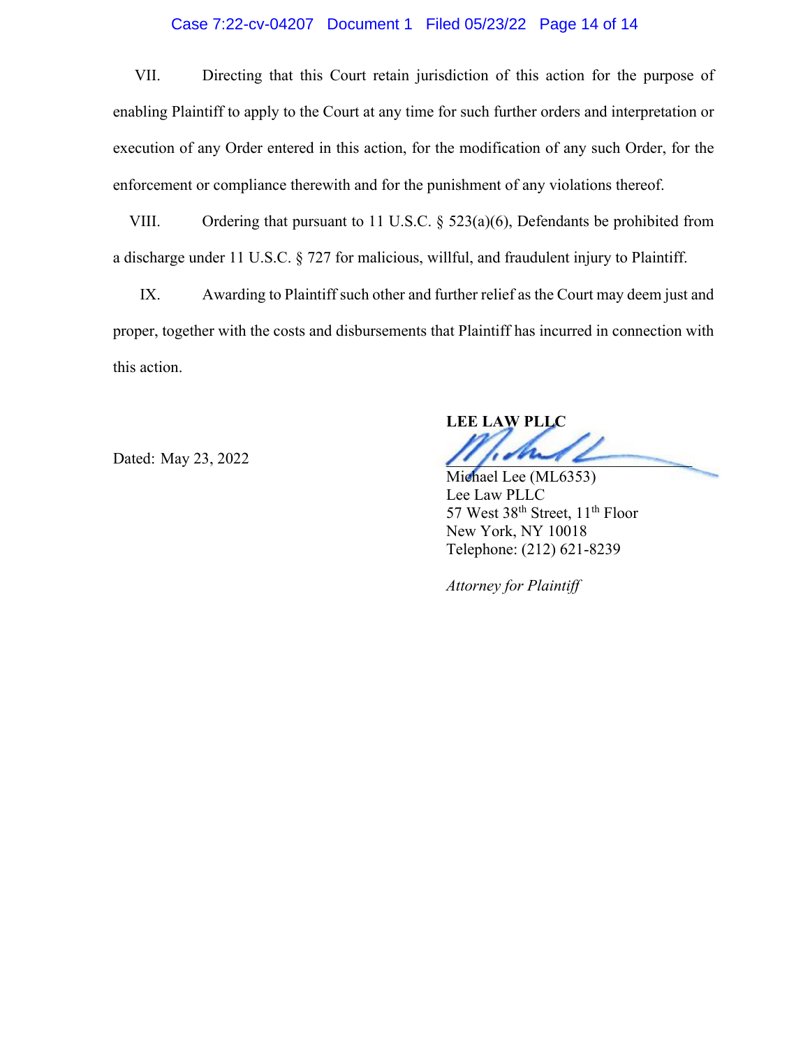VII. Directing that this Court retain jurisdiction of this action for the purpose of enabling Plaintiff to apply to the Court at any time for such further orders and interpretation or execution of any Order entered in this action, for the modification of any such Order, for the enforcement or compliance therewith and for the punishment of any violations thereof.

VIII. Ordering that pursuant to 11 U.S.C. § 523(a)(6), Defendants be prohibited from a discharge under 11 U.S.C. § 727 for malicious, willful, and fraudulent injury to Plaintiff.

IX. Awarding to Plaintiff such other and further relief as the Court may deem just and proper, together with the costs and disbursements that Plaintiff has incurred in connection with this action.

Dated: May 23, 2022

**LEE LAW PLLC**

Michael Lee (ML6353)
Lee Law PLLC
57 West 38th Street, 11th Floor
New York, NY 10018
Telephone: (212) 621-8239

*Attorney for Plaintiff*